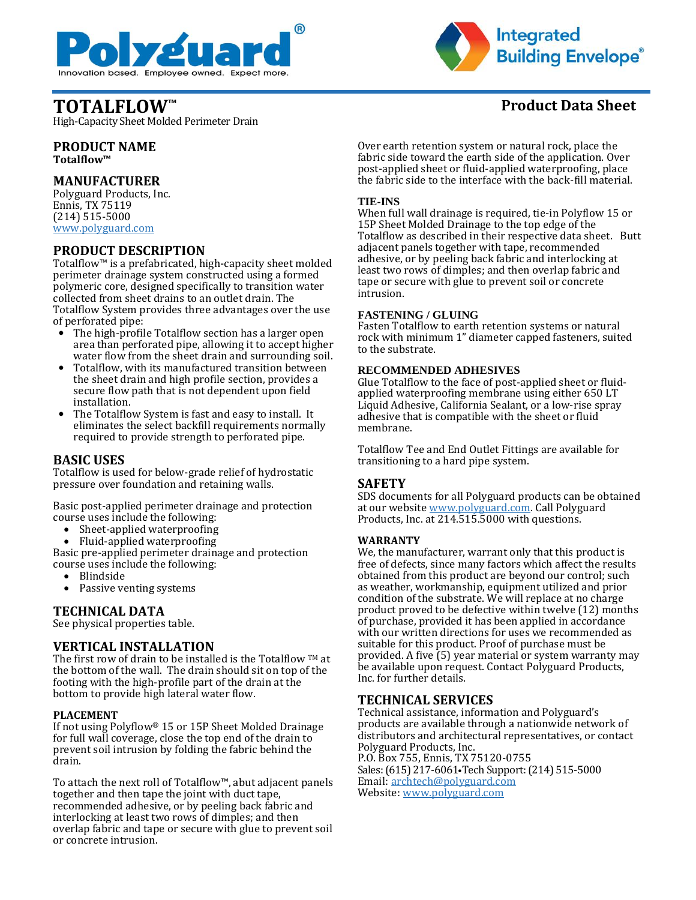# TOTALFLOW™

High-Capacity Sheet Molded Perimeter Drain

**Product Data Sheet**

## PRODUCT NAME

**Totalflow™**

## MANUFACTURER

Polyguard Products, Inc.
Ennis, TX 75119
(214) 515-5000
www.polyguard.com

## PRODUCT DESCRIPTION

Totalflow™ is a prefabricated, high-capacity sheet molded perimeter drainage system constructed using a formed polymeric core, designed specifically to transition water collected from sheet drains to an outlet drain. The Totalflow System provides three advantages over the use of perforated pipe:

- The high-profile Totalflow section has a larger open area than perforated pipe, allowing it to accept higher water flow from the sheet drain and surrounding soil.
- Totalflow, with its manufactured transition between the sheet drain and high profile section, provides a secure flow path that is not dependent upon field installation.
- The Totalflow System is fast and easy to install. It eliminates the select backfill requirements normally required to provide strength to perforated pipe.

## BASIC USES

Totalflow is used for below-grade relief of hydrostatic pressure over foundation and retaining walls.

Basic post-applied perimeter drainage and protection course uses include the following:

- Sheet-applied waterproofing
- Fluid-applied waterproofing

Basic pre-applied perimeter drainage and protection course uses include the following:

- Blindside
- Passive venting systems

## TECHNICAL DATA

See physical properties table.

## VERTICAL INSTALLATION

The first row of drain to be installed is the Totalflow ™ at the bottom of the wall. The drain should sit on top of the footing with the high-profile part of the drain at the bottom to provide high lateral water flow.

### PLACEMENT

If not using Polyflow® 15 or 15P Sheet Molded Drainage for full wall coverage, close the top end of the drain to prevent soil intrusion by folding the fabric behind the drain.

To attach the next roll of Totalflow™, abut adjacent panels together and then tape the joint with duct tape, recommended adhesive, or by peeling back fabric and interlocking at least two rows of dimples; and then overlap fabric and tape or secure with glue to prevent soil or concrete intrusion.

Over earth retention system or natural rock, place the fabric side toward the earth side of the application. Over post-applied sheet or fluid-applied waterproofing, place the fabric side to the interface with the back-fill material.

### TIE-INS

When full wall drainage is required, tie-in Polyflow 15 or 15P Sheet Molded Drainage to the top edge of the Totalflow as described in their respective data sheet. Butt adjacent panels together with tape, recommended adhesive, or by peeling back fabric and interlocking at least two rows of dimples; and then overlap fabric and tape or secure with glue to prevent soil or concrete intrusion.

### FASTENING / GLUING

Fasten Totalflow to earth retention systems or natural rock with minimum 1" diameter capped fasteners, suited to the substrate.

### RECOMMENDED ADHESIVES

Glue Totalflow to the face of post-applied sheet or fluid-applied waterproofing membrane using either 650 LT Liquid Adhesive, California Sealant, or a low-rise spray adhesive that is compatible with the sheet or fluid membrane.

Totalflow Tee and End Outlet Fittings are available for transitioning to a hard pipe system.

## SAFETY

SDS documents for all Polyguard products can be obtained at our website www.polyguard.com. Call Polyguard Products, Inc. at 214.515.5000 with questions.

### WARRANTY

We, the manufacturer, warrant only that this product is free of defects, since many factors which affect the results obtained from this product are beyond our control; such as weather, workmanship, equipment utilized and prior condition of the substrate. We will replace at no charge product proved to be defective within twelve (12) months of purchase, provided it has been applied in accordance with our written directions for uses we recommended as suitable for this product. Proof of purchase must be provided. A five (5) year material or system warranty may be available upon request. Contact Polyguard Products, Inc. for further details.

## TECHNICAL SERVICES

Technical assistance, information and Polyguard's products are available through a nationwide network of distributors and architectural representatives, or contact Polyguard Products, Inc.
P.O. Box 755, Ennis, TX 75120-0755
Sales: (615) 217-6061•Tech Support: (214) 515-5000
Email: archtech@polyguard.com
Website: www.polyguard.com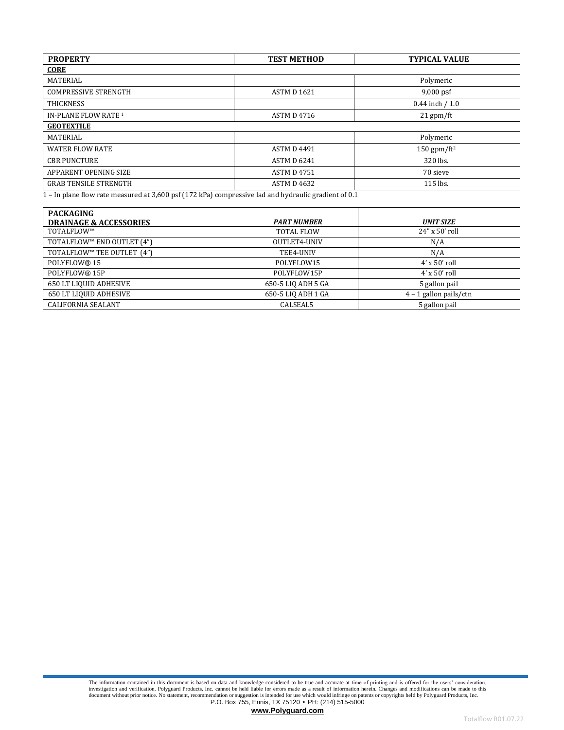| PROPERTY | TEST METHOD | TYPICAL VALUE |
|---|---|---|
| **CORE** | | |
| MATERIAL | | Polymeric |
| COMPRESSIVE STRENGTH | ASTM D 1621 | 9,000 psf |
| THICKNESS | | 0.44 inch / 1.0 |
| IN-PLANE FLOW RATE [1] | ASTM D 4716 | 21 gpm/ft |
| **GEOTEXTILE** | | |
| MATERIAL | | Polymeric |
| WATER FLOW RATE | ASTM D 4491 | 150 gpm/ft$^2$ |
| CBR PUNCTURE | ASTM D 6241 | 320 lbs. |
| APPARENT OPENING SIZE | ASTM D 4751 | 70 sieve |
| GRAB TENSILE STRENGTH | ASTM D 4632 | 115 lbs. |

1 – In plane flow rate measured at 3,600 psf (172 kPa) compressive lad and hydraulic gradient of 0.1

| PACKAGING DRAINAGE & ACCESSORIES | *PART NUMBER* | *UNIT SIZE* |
|---|---|---|
| TOTALFLOW™ | TOTAL FLOW | 24" x 50' roll |
| TOTALFLOW™ END OUTLET (4") | OUTLET4-UNIV | N/A |
| TOTALFLOW™ TEE OUTLET (4") | TEE4-UNIV | N/A |
| POLYFLOW® 15 | POLYFLOW15 | 4' x 50' roll |
| POLYFLOW® 15P | POLYFLOW15P | 4' x 50' roll |
| 650 LT LIQUID ADHESIVE | 650-5 LIQ ADH 5 GA | 5 gallon pail |
| 650 LT LIQUID ADHESIVE | 650-5 LIQ ADH 1 GA | 4 – 1 gallon pails/ctn |
| CALIFORNIA SEALANT | CALSEAL5 | 5 gallon pail |

The information contained in this document is based on data and knowledge considered to be true and accurate at time of printing and is offered for the users' consideration, investigation and verification. Polyguard Products, Inc. cannot be held liable for errors made as a result of information herein. Changes and modifications can be made to this document without prior notice. No statement, recommendation or suggestion is intended for use which would infringe on patents or copyrights held by Polyguard Products, Inc.

P.O. Box 755, Ennis, TX 75120 • PH: (214) 515-5000

**www.Polyguard.com**

Totalflow R01.07.22